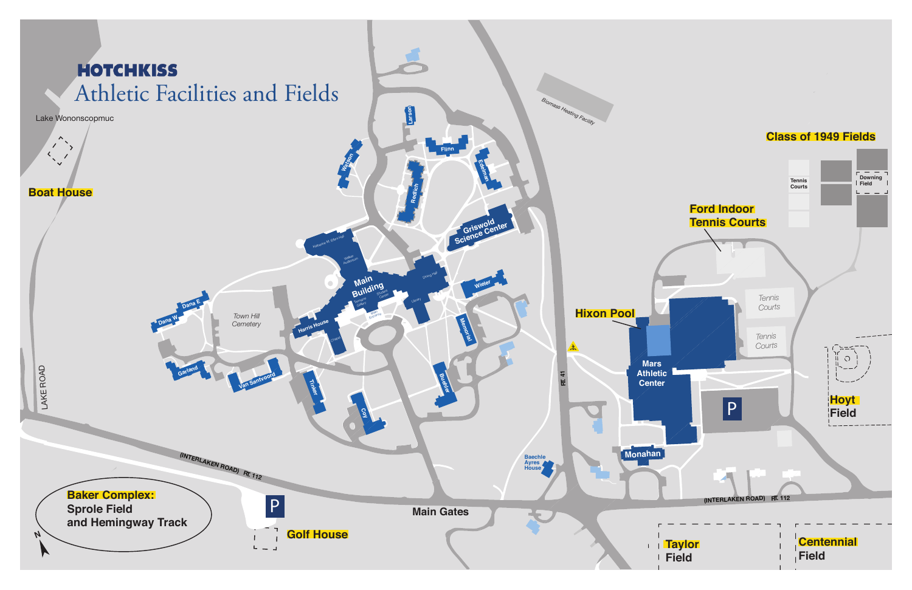# HOTCHKISS

## Athletic Facilities and Fields

Lake Wononscopmuc

**Boat House**

**Class of 1949 Fields**

Tennis Courts

Downing Field

**Ford Indoor Tennis Courts**

Biomass Heating Facility

Larson

Watson

Flinn

Redlich

Edelman

Katharine M. Elfers Hall

Walker Auditorium

Griswold Science Center

Main Building

Dining Hall

Wieler

Tremaine Gallery

Student Center

Library

Main Entrance

Dana E

Dana W

Town Hill Cemetery

Harris House

Chapel

Memorial

**Hixon Pool**

Tennis Courts

Tennis Courts

Mars Athletic Center

Garland

Van Santvoord

Tinker

Buehler

RT. 41

LAKE ROAD

Coy

P

**Hoyt Field**

Monahan

Baechle Ayres House

(INTERLAKEN ROAD) RT. 112

**Baker Complex:** Sprole Field and Hemingway Track

P

**Golf House**

Main Gates

(INTERLAKEN ROAD) RT. 112

**Taylor Field**

**Centennial Field**

N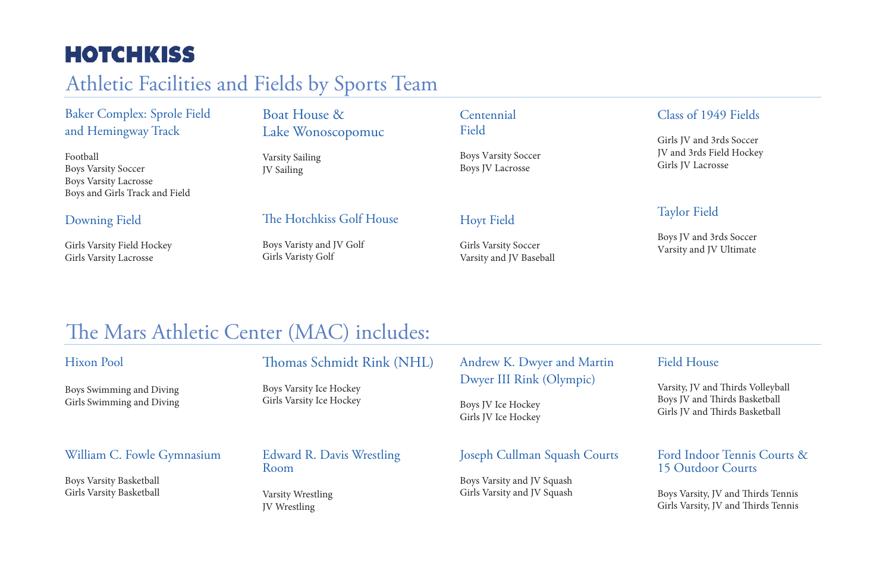# HOTCHKISS

## Athletic Facilities and Fields by Sports Team

### Baker Complex: Sprole Field and Hemingway Track

Football
Boys Varsity Soccer
Boys Varsity Lacrosse
Boys and Girls Track and Field

### Boat House & Lake Wonoscopomuc

Varsity Sailing
JV Sailing

### Centennial Field

Boys Varsity Soccer
Boys JV Lacrosse

### Class of 1949 Fields

Girls JV and 3rds Soccer
JV and 3rds Field Hockey
Girls JV Lacrosse

### Downing Field

Girls Varsity Field Hockey
Girls Varsity Lacrosse

### The Hotchkiss Golf House

Boys Varisty and JV Golf
Girls Varisty Golf

### Hoyt Field

Girls Varsity Soccer
Varsity and JV Baseball

### Taylor Field

Boys JV and 3rds Soccer
Varsity and JV Ultimate

## The Mars Athletic Center (MAC) includes:

### Hixon Pool

Boys Swimming and Diving
Girls Swimming and Diving

### Thomas Schmidt Rink (NHL)

Boys Varsity Ice Hockey
Girls Varsity Ice Hockey

### Andrew K. Dwyer and Martin Dwyer III Rink (Olympic)

Boys JV Ice Hockey
Girls JV Ice Hockey

### Field House

Varsity, JV and Thirds Volleyball
Boys JV and Thirds Basketball
Girls JV and Thirds Basketball

### William C. Fowle Gymnasium

Boys Varsity Basketball
Girls Varsity Basketball

### Edward R. Davis Wrestling Room

Varsity Wrestling
JV Wrestling

### Joseph Cullman Squash Courts

Boys Varsity and JV Squash
Girls Varsity and JV Squash

### Ford Indoor Tennis Courts & 15 Outdoor Courts

Boys Varsity, JV and Thirds Tennis
Girls Varsity, JV and Thirds Tennis